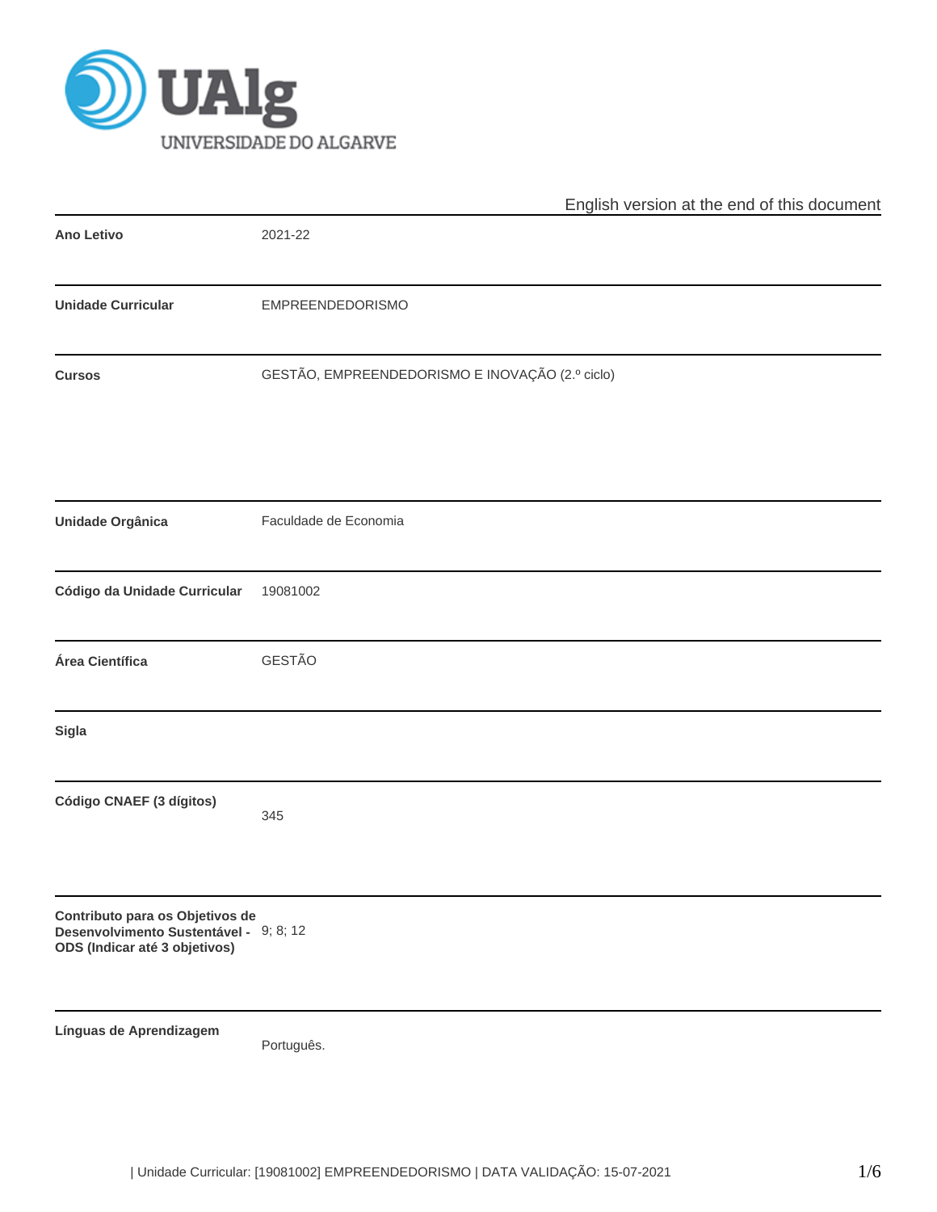English version at the end of this document

| | |
|---|---|
| **Ano Letivo** | 2021-22 |
| **Unidade Curricular** | EMPREENDEDORISMO |
| **Cursos** | GESTÃO, EMPREENDEDORISMO E INOVAÇÃO (2.º ciclo) |
| **Unidade Orgânica** | Faculdade de Economia |
| **Código da Unidade Curricular** | 19081002 |
| **Área Científica** | GESTÃO |
| **Sigla** | |
| **Código CNAEF (3 dígitos)** | 345 |
| **Contributo para os Objetivos de Desenvolvimento Sustentável - ODS (Indicar até 3 objetivos)** | 9; 8; 12 |
| **Línguas de Aprendizagem** | Português. |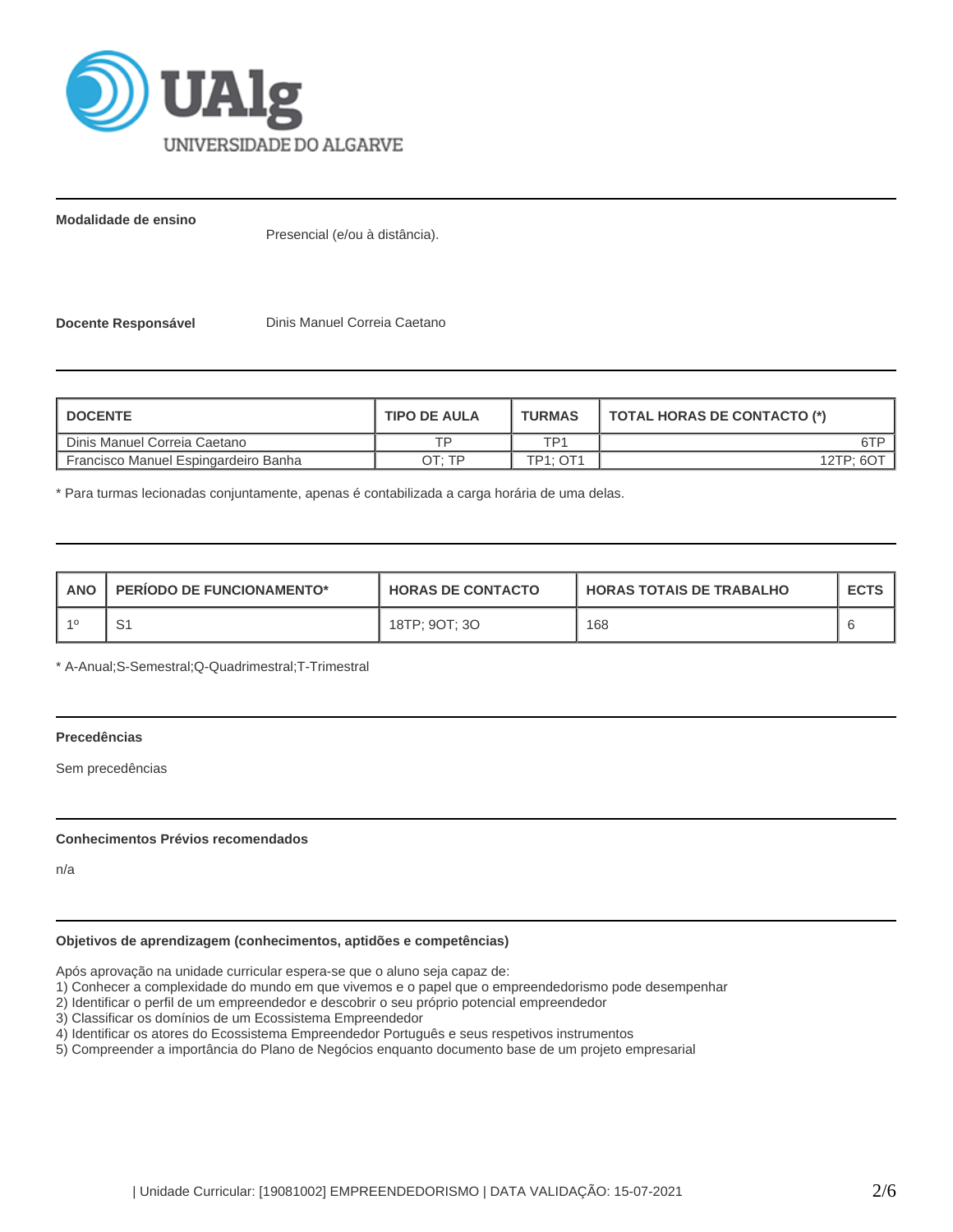**Modalidade de ensino**

Presencial (e/ou à distância).

**Docente Responsável** Dinis Manuel Correia Caetano

| DOCENTE | TIPO DE AULA | TURMAS | TOTAL HORAS DE CONTACTO (*) |
|---|---|---|---|
| Dinis Manuel Correia Caetano | TP | TP1 | 6TP |
| Francisco Manuel Espingardeiro Banha | OT; TP | TP1; OT1 | 12TP; 6OT |

* Para turmas lecionadas conjuntamente, apenas é contabilizada a carga horária de uma delas.

| ANO | PERÍODO DE FUNCIONAMENTO* | HORAS DE CONTACTO | HORAS TOTAIS DE TRABALHO | ECTS |
|---|---|---|---|---|
| 1º | S1 | 18TP; 9OT; 3O | 168 | 6 |

* A-Anual;S-Semestral;Q-Quadrimestral;T-Trimestral

**Precedências**

Sem precedências

**Conhecimentos Prévios recomendados**

n/a

**Objetivos de aprendizagem (conhecimentos, aptidões e competências)**

Após aprovação na unidade curricular espera-se que o aluno seja capaz de:
1) Conhecer a complexidade do mundo em que vivemos e o papel que o empreendedorismo pode desempenhar
2) Identificar o perfil de um empreendedor e descobrir o seu próprio potencial empreendedor
3) Classificar os domínios de um Ecossistema Empreendedor
4) Identificar os atores do Ecossistema Empreendedor Português e seus respetivos instrumentos
5) Compreender a importância do Plano de Negócios enquanto documento base de um projeto empresarial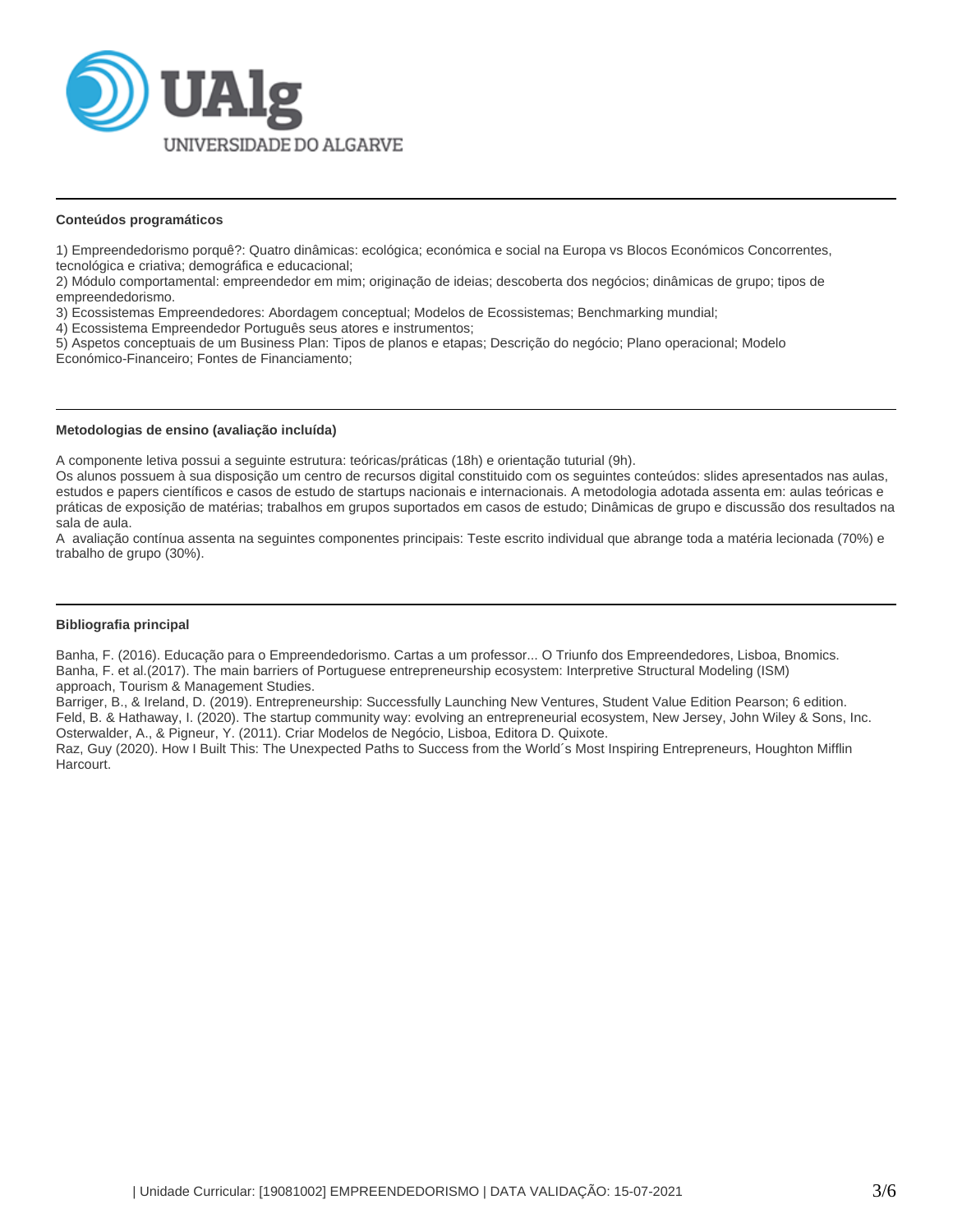## Conteúdos programáticos

1) Empreendedorismo porquê?: Quatro dinâmicas: ecológica; económica e social na Europa vs Blocos Económicos Concorrentes, tecnológica e criativa; demográfica e educacional;
2) Módulo comportamental: empreendedor em mim; originação de ideias; descoberta dos negócios; dinâmicas de grupo; tipos de empreendedorismo.
3) Ecossistemas Empreendedores: Abordagem conceptual; Modelos de Ecossistemas; Benchmarking mundial;
4) Ecossistema Empreendedor Português seus atores e instrumentos;
5) Aspetos conceptuais de um Business Plan: Tipos de planos e etapas; Descrição do negócio; Plano operacional; Modelo Económico-Financeiro; Fontes de Financiamento;

## Metodologias de ensino (avaliação incluída)

A componente letiva possui a seguinte estrutura: teóricas/práticas (18h) e orientação tutorial (9h).
Os alunos possuem à sua disposição um centro de recursos digital constituido com os seguintes conteúdos: slides apresentados nas aulas, estudos e papers científicos e casos de estudo de startups nacionais e internacionais. A metodologia adotada assenta em: aulas teóricas e práticas de exposição de matérias; trabalhos em grupos suportados em casos de estudo; Dinâmicas de grupo e discussão dos resultados na sala de aula.
A avaliação contínua assenta na seguintes componentes principais: Teste escrito individual que abrange toda a matéria lecionada (70%) e trabalho de grupo (30%).

## Bibliografia principal

Banha, F. (2016). Educação para o Empreendedorismo. Cartas a um professor... O Triunfo dos Empreendedores, Lisboa, Bnomics.
Banha, F. et al.(2017). The main barriers of Portuguese entrepreneurship ecosystem: Interpretive Structural Modeling (ISM) approach, Tourism & Management Studies.
Barriger, B., & Ireland, D. (2019). Entrepreneurship: Successfully Launching New Ventures, Student Value Edition Pearson; 6 edition.
Feld, B. & Hathaway, I. (2020). The startup community way: evolving an entrepreneurial ecosystem, New Jersey, John Wiley & Sons, Inc.
Osterwalder, A., & Pigneur, Y. (2011). Criar Modelos de Negócio, Lisboa, Editora D. Quixote.
Raz, Guy (2020). How I Built This: The Unexpected Paths to Success from the World´s Most Inspiring Entrepreneurs, Houghton Mifflin Harcourt.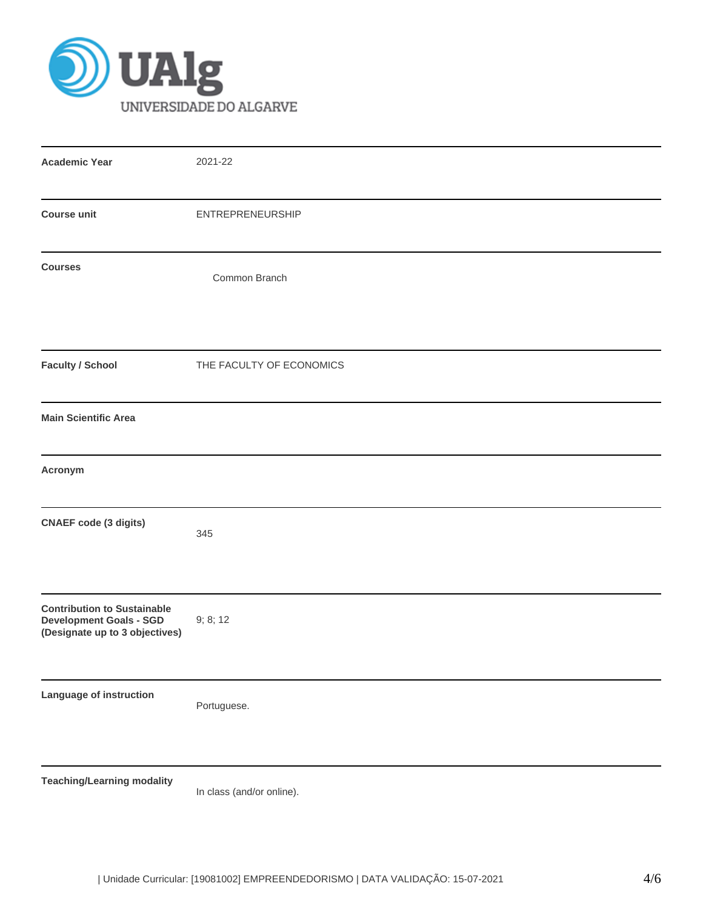UNIVERSIDADE DO ALGARVE

| | |
|---|---|
| **Academic Year** | 2021-22 |
| **Course unit** | ENTREPRENEURSHIP |
| **Courses** | Common Branch |
| **Faculty / School** | THE FACULTY OF ECONOMICS |
| **Main Scientific Area** | |
| **Acronym** | |
| **CNAEF code (3 digits)** | 345 |
| **Contribution to Sustainable Development Goals - SGD (Designate up to 3 objectives)** | 9; 8; 12 |
| **Language of instruction** | Portuguese. |
| **Teaching/Learning modality** | In class (and/or online). |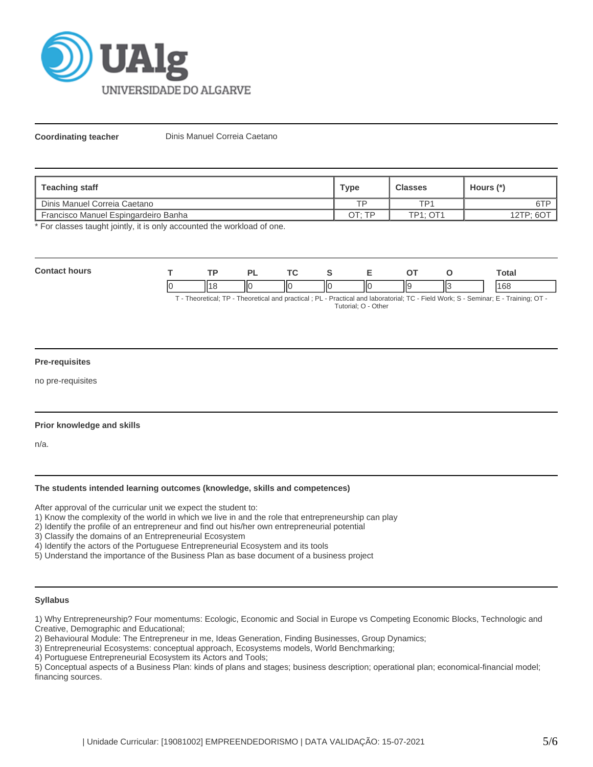**Coordinating teacher** Dinis Manuel Correia Caetano

| Teaching staff | Type | Classes | Hours (*) |
|---|---|---|---|
| Dinis Manuel Correia Caetano | TP | TP1 | 6TP |
| Francisco Manuel Espingardeiro Banha | OT; TP | TP1; OT1 | 12TP; 6OT |

* For classes taught jointly, it is only accounted the workload of one.

**Contact hours**

| T | TP | PL | TC | S | E | OT | O | Total |
|---|---|---|---|---|---|---|---|---|
| 0 | 18 | 0 | 0 | 0 | 0 | 9 | 3 | 168 |

T - Theoretical; TP - Theoretical and practical ; PL - Practical and laboratorial; TC - Field Work; S - Seminar; E - Training; OT - Tutorial; O - Other

### Pre-requisites

no pre-requisites

### Prior knowledge and skills

n/a.

### The students intended learning outcomes (knowledge, skills and competences)

After approval of the curricular unit we expect the student to:
1) Know the complexity of the world in which we live in and the role that entrepreneurship can play
2) Identify the profile of an entrepreneur and find out his/her own entrepreneurial potential
3) Classify the domains of an Entrepreneurial Ecosystem
4) Identify the actors of the Portuguese Entrepreneurial Ecosystem and its tools
5) Understand the importance of the Business Plan as base document of a business project

### Syllabus

1) Why Entrepreneurship? Four momentums: Ecologic, Economic and Social in Europe vs Competing Economic Blocks, Technologic and Creative, Demographic and Educational;
2) Behavioural Module: The Entrepreneur in me, Ideas Generation, Finding Businesses, Group Dynamics;
3) Entrepreneurial Ecosystems: conceptual approach, Ecosystems models, World Benchmarking;
4) Portuguese Entrepreneurial Ecosystem its Actors and Tools;
5) Conceptual aspects of a Business Plan: kinds of plans and stages; business description; operational plan; economical-financial model; financing sources.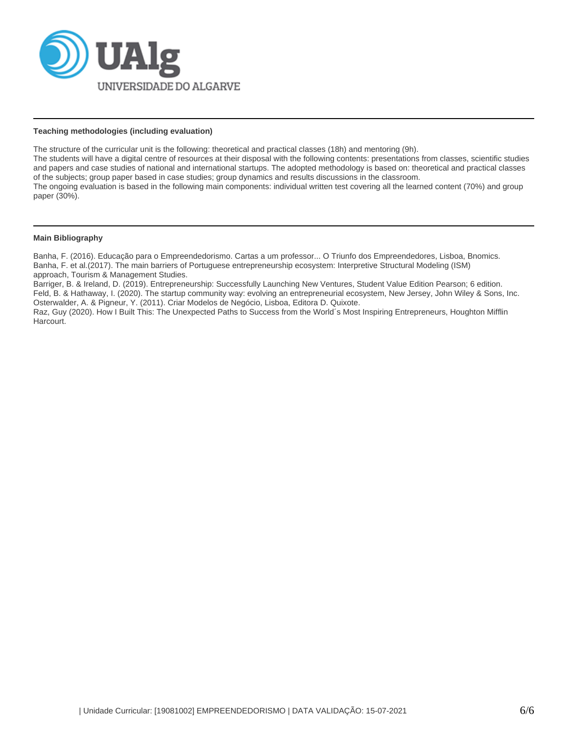**Teaching methodologies (including evaluation)**

The structure of the curricular unit is the following: theoretical and practical classes (18h) and mentoring (9h).
The students will have a digital centre of resources at their disposal with the following contents: presentations from classes, scientific studies and papers and case studies of national and international startups. The adopted methodology is based on: theoretical and practical classes of the subjects; group paper based in case studies; group dynamics and results discussions in the classroom.
The ongoing evaluation is based in the following main components: individual written test covering all the learned content (70%) and group paper (30%).

**Main Bibliography**

Banha, F. (2016). Educação para o Empreendedorismo. Cartas a um professor... O Triunfo dos Empreendedores, Lisboa, Bnomics.
Banha, F. et al.(2017). The main barriers of Portuguese entrepreneurship ecosystem: Interpretive Structural Modeling (ISM) approach, Tourism & Management Studies.
Barriger, B. & Ireland, D. (2019). Entrepreneurship: Successfully Launching New Ventures, Student Value Edition Pearson; 6 edition.
Feld, B. & Hathaway, I. (2020). The startup community way: evolving an entrepreneurial ecosystem, New Jersey, John Wiley & Sons, Inc.
Osterwalder, A. & Pigneur, Y. (2011). Criar Modelos de Negócio, Lisboa, Editora D. Quixote.
Raz, Guy (2020). How I Built This: The Unexpected Paths to Success from the World´s Most Inspiring Entrepreneurs, Houghton Mifflin Harcourt.